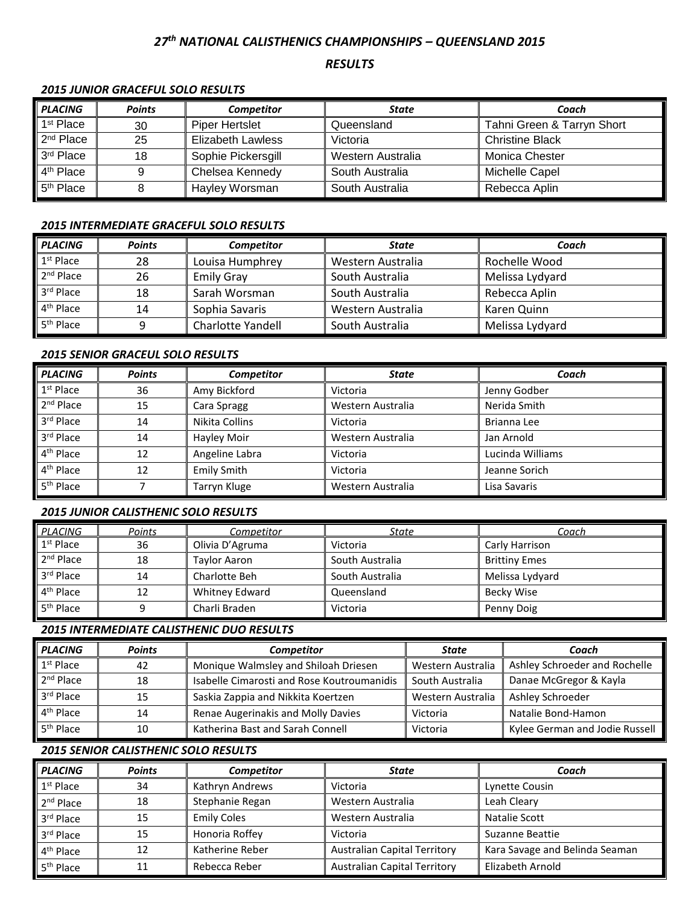# *27th NATIONAL CALISTHENICS CHAMPIONSHIPS – QUEENSLAND 2015*

## *RESULTS*

### *2015 JUNIOR GRACEFUL SOLO RESULTS*

| PLACING | Points | Competitor | State | Coach |
|---|---|---|---|---|
| 1st Place | 30 | Piper Hertslet | Queensland | Tahni Green & Tarryn Short |
| 2nd Place | 25 | Elizabeth Lawless | Victoria | Christine Black |
| 3rd Place | 18 | Sophie Pickersgill | Western Australia | Monica Chester |
| 4th Place | 9 | Chelsea Kennedy | South Australia | Michelle Capel |
| 5th Place | 8 | Hayley Worsman | South Australia | Rebecca Aplin |

### *2015 INTERMEDIATE GRACEFUL SOLO RESULTS*

| PLACING | Points | Competitor | State | Coach |
|---|---|---|---|---|
| 1st Place | 28 | Louisa Humphrey | Western Australia | Rochelle Wood |
| 2nd Place | 26 | Emily Gray | South Australia | Melissa Lydyard |
| 3rd Place | 18 | Sarah Worsman | South Australia | Rebecca Aplin |
| 4th Place | 14 | Sophia Savaris | Western Australia | Karen Quinn |
| 5th Place | 9 | Charlotte Yandell | South Australia | Melissa Lydyard |

### *2015 SENIOR GRACEUL SOLO RESULTS*

| PLACING | Points | Competitor | State | Coach |
|---|---|---|---|---|
| 1st Place | 36 | Amy Bickford | Victoria | Jenny Godber |
| 2nd Place | 15 | Cara Spragg | Western Australia | Nerida Smith |
| 3rd Place | 14 | Nikita Collins | Victoria | Brianna Lee |
| 3rd Place | 14 | Hayley Moir | Western Australia | Jan Arnold |
| 4th Place | 12 | Angeline Labra | Victoria | Lucinda Williams |
| 4th Place | 12 | Emily Smith | Victoria | Jeanne Sorich |
| 5th Place | 7 | Tarryn Kluge | Western Australia | Lisa Savaris |

### *2015 JUNIOR CALISTHENIC SOLO RESULTS*

| PLACING | Points | Competitor | State | Coach |
|---|---|---|---|---|
| 1st Place | 36 | Olivia D'Agruma | Victoria | Carly Harrison |
| 2nd Place | 18 | Taylor Aaron | South Australia | Brittiny Emes |
| 3rd Place | 14 | Charlotte Beh | South Australia | Melissa Lydyard |
| 4th Place | 12 | Whitney Edward | Queensland | Becky Wise |
| 5th Place | 9 | Charli Braden | Victoria | Penny Doig |

### *2015 INTERMEDIATE CALISTHENIC DUO RESULTS*

| PLACING | Points | Competitor | State | Coach |
|---|---|---|---|---|
| 1st Place | 42 | Monique Walmsley and Shiloah Driesen | Western Australia | Ashley Schroeder and Rochelle |
| 2nd Place | 18 | Isabelle Cimarosti and Rose Koutroumanidis | South Australia | Danae McGregor & Kayla |
| 3rd Place | 15 | Saskia Zappia and Nikkita Koertzen | Western Australia | Ashley Schroeder |
| 4th Place | 14 | Renae Augerinakis and Molly Davies | Victoria | Natalie Bond-Hamon |
| 5th Place | 10 | Katherina Bast and Sarah Connell | Victoria | Kylee German and Jodie Russell |

### *2015 SENIOR CALISTHENIC SOLO RESULTS*

| PLACING | Points | Competitor | State | Coach |
|---|---|---|---|---|
| 1st Place | 34 | Kathryn Andrews | Victoria | Lynette Cousin |
| 2nd Place | 18 | Stephanie Regan | Western Australia | Leah Cleary |
| 3rd Place | 15 | Emily Coles | Western Australia | Natalie Scott |
| 3rd Place | 15 | Honoria Roffey | Victoria | Suzanne Beattie |
| 4th Place | 12 | Katherine Reber | Australian Capital Territory | Kara Savage and Belinda Seaman |
| 5th Place | 11 | Rebecca Reber | Australian Capital Territory | Elizabeth Arnold |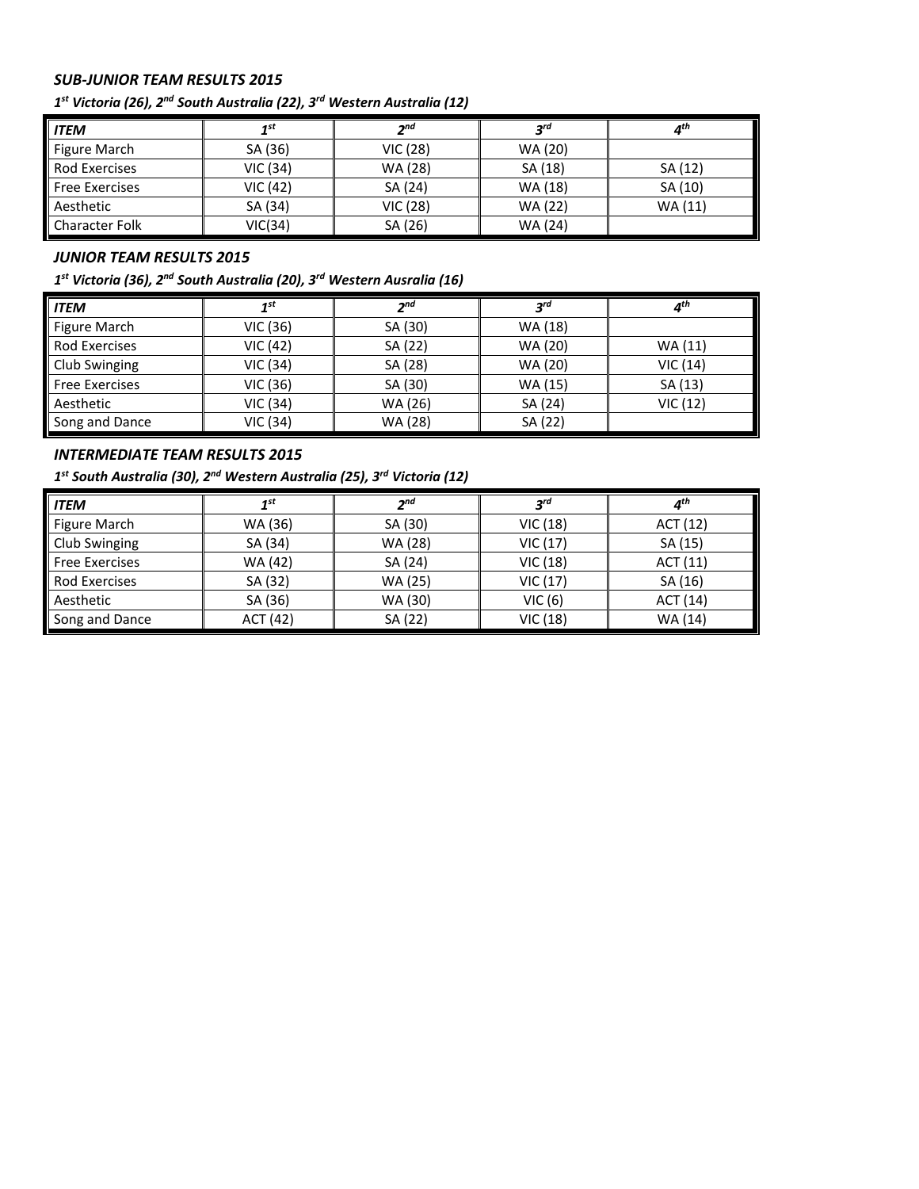### *SUB-JUNIOR TEAM RESULTS 2015*

***1st Victoria (26), 2nd South Australia (22), 3rd Western Australia (12)***

| ***ITEM*** | ***1st*** | ***2nd*** | ***3rd*** | ***4th*** |
|---|---|---|---|---|
| Figure March | SA (36) | VIC (28) | WA (20) | |
| Rod Exercises | VIC (34) | WA (28) | SA (18) | SA (12) |
| Free Exercises | VIC (42) | SA (24) | WA (18) | SA (10) |
| Aesthetic | SA (34) | VIC (28) | WA (22) | WA (11) |
| Character Folk | VIC(34) | SA (26) | WA (24) | |

### *JUNIOR TEAM RESULTS 2015*

***1st Victoria (36), 2nd South Australia (20), 3rd Western Ausralia (16)***

| ***ITEM*** | ***1st*** | ***2nd*** | ***3rd*** | ***4th*** |
|---|---|---|---|---|
| Figure March | VIC (36) | SA (30) | WA (18) | |
| Rod Exercises | VIC (42) | SA (22) | WA (20) | WA (11) |
| Club Swinging | VIC (34) | SA (28) | WA (20) | VIC (14) |
| Free Exercises | VIC (36) | SA (30) | WA (15) | SA (13) |
| Aesthetic | VIC (34) | WA (26) | SA (24) | VIC (12) |
| Song and Dance | VIC (34) | WA (28) | SA (22) | |

### *INTERMEDIATE TEAM RESULTS 2015*

***1st South Australia (30), 2nd Western Australia (25), 3rd Victoria (12)***

| ***ITEM*** | ***1st*** | ***2nd*** | ***3rd*** | ***4th*** |
|---|---|---|---|---|
| Figure March | WA (36) | SA (30) | VIC (18) | ACT (12) |
| Club Swinging | SA (34) | WA (28) | VIC (17) | SA (15) |
| Free Exercises | WA (42) | SA (24) | VIC (18) | ACT (11) |
| Rod Exercises | SA (32) | WA (25) | VIC (17) | SA (16) |
| Aesthetic | SA (36) | WA (30) | VIC (6) | ACT (14) |
| Song and Dance | ACT (42) | SA (22) | VIC (18) | WA (14) |